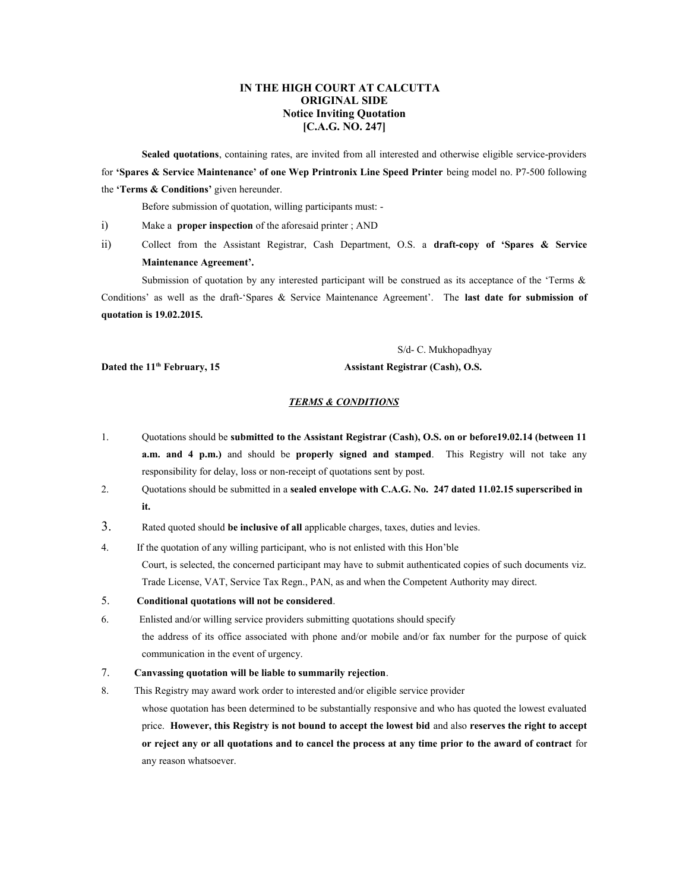**IN THE HIGH COURT AT CALCUTTA**
**ORIGINAL SIDE**
**Notice Inviting Quotation**
**[C.A.G. NO. 247]**

**Sealed quotations**, containing rates, are invited from all interested and otherwise eligible service-providers for **'Spares & Service Maintenance' of one Wep Printronix Line Speed Printer** being model no. P7-500 following the **'Terms & Conditions'** given hereunder.

Before submission of quotation, willing participants must: -

i) Make a **proper inspection** of the aforesaid printer ; AND

ii) Collect from the Assistant Registrar, Cash Department, O.S. a **draft-copy of 'Spares & Service Maintenance Agreement'.**

Submission of quotation by any interested participant will be construed as its acceptance of the 'Terms & Conditions' as well as the draft-'Spares & Service Maintenance Agreement'. The **last date for submission of quotation is 19.02.2015.**

S/d- C. Mukhopadhyay

**Dated the 11th February, 15** **Assistant Registrar (Cash), O.S.**

***TERMS & CONDITIONS***

1. Quotations should be **submitted to the Assistant Registrar (Cash), O.S. on or before19.02.14 (between 11 a.m. and 4 p.m.)** and should be **properly signed and stamped**. This Registry will not take any responsibility for delay, loss or non-receipt of quotations sent by post.
2. Quotations should be submitted in a **sealed envelope with C.A.G. No. 247 dated 11.02.15 superscribed in it.**
3. Rated quoted should **be inclusive of all** applicable charges, taxes, duties and levies.
4. If the quotation of any willing participant, who is not enlisted with this Hon'ble Court, is selected, the concerned participant may have to submit authenticated copies of such documents viz. Trade License, VAT, Service Tax Regn., PAN, as and when the Competent Authority may direct.
5. **Conditional quotations will not be considered**.
6. Enlisted and/or willing service providers submitting quotations should specify the address of its office associated with phone and/or mobile and/or fax number for the purpose of quick communication in the event of urgency.
7. **Canvassing quotation will be liable to summarily rejection**.
8. This Registry may award work order to interested and/or eligible service provider whose quotation has been determined to be substantially responsive and who has quoted the lowest evaluated price. **However, this Registry is not bound to accept the lowest bid** and also **reserves the right to accept or reject any or all quotations and to cancel the process at any time prior to the award of contract** for any reason whatsoever.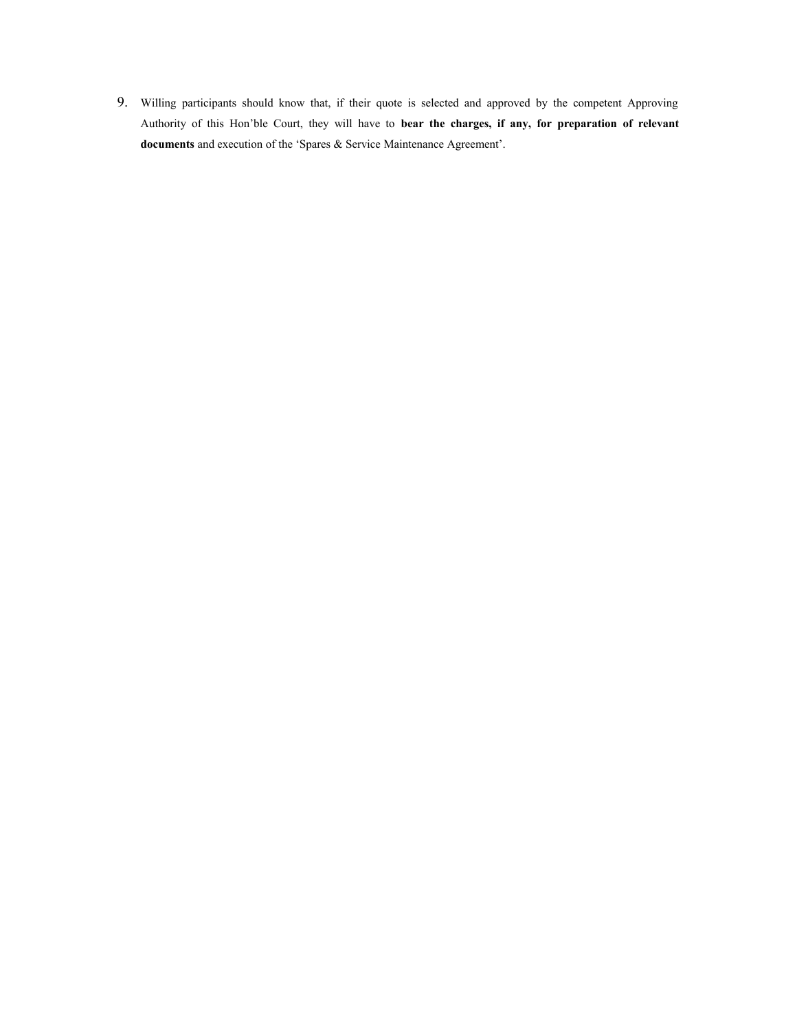9. Willing participants should know that, if their quote is selected and approved by the competent Approving Authority of this Hon'ble Court, they will have to **bear the charges, if any, for preparation of relevant documents** and execution of the 'Spares & Service Maintenance Agreement'.